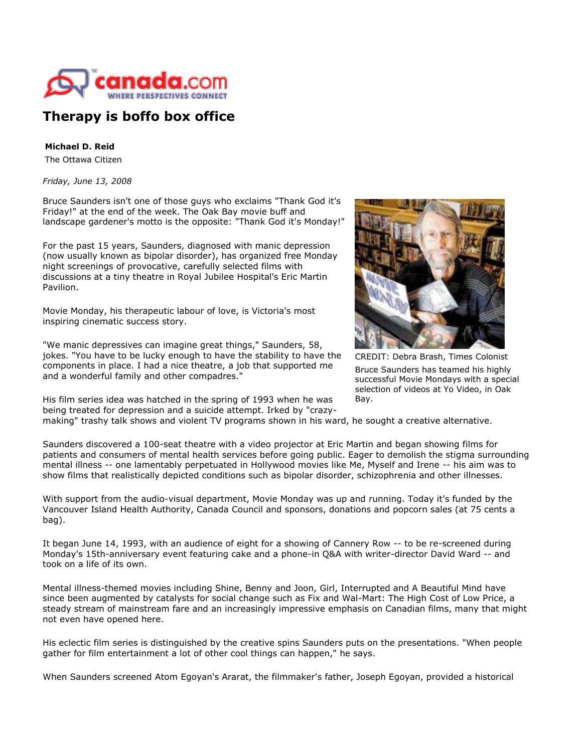# Therapy is boffo box office

**Michael D. Reid**

The Ottawa Citizen

*Friday, June 13, 2008*

Bruce Saunders isn't one of those guys who exclaims "Thank God it's Friday!" at the end of the week. The Oak Bay movie buff and landscape gardener's motto is the opposite: "Thank God it's Monday!"

For the past 15 years, Saunders, diagnosed with manic depression (now usually known as bipolar disorder), has organized free Monday night screenings of provocative, carefully selected films with discussions at a tiny theatre in Royal Jubilee Hospital's Eric Martin Pavilion.

Movie Monday, his therapeutic labour of love, is Victoria's most inspiring cinematic success story.

"We manic depressives can imagine great things," Saunders, 58, jokes. "You have to be lucky enough to have the stability to have the components in place. I had a nice theatre, a job that supported me and a wonderful family and other compadres."

CREDIT: Debra Brash, Times Colonist

Bruce Saunders has teamed his highly successful Movie Mondays with a special selection of videos at Yo Video, in Oak Bay.

His film series idea was hatched in the spring of 1993 when he was being treated for depression and a suicide attempt. Irked by "crazy-making" trashy talk shows and violent TV programs shown in his ward, he sought a creative alternative.

Saunders discovered a 100-seat theatre with a video projector at Eric Martin and began showing films for patients and consumers of mental health services before going public. Eager to demolish the stigma surrounding mental illness -- one lamentably perpetuated in Hollywood movies like Me, Myself and Irene -- his aim was to show films that realistically depicted conditions such as bipolar disorder, schizophrenia and other illnesses.

With support from the audio-visual department, Movie Monday was up and running. Today it's funded by the Vancouver Island Health Authority, Canada Council and sponsors, donations and popcorn sales (at 75 cents a bag).

It began June 14, 1993, with an audience of eight for a showing of Cannery Row -- to be re-screened during Monday's 15th-anniversary event featuring cake and a phone-in Q&A with writer-director David Ward -- and took on a life of its own.

Mental illness-themed movies including Shine, Benny and Joon, Girl, Interrupted and A Beautiful Mind have since been augmented by catalysts for social change such as Fix and Wal-Mart: The High Cost of Low Price, a steady stream of mainstream fare and an increasingly impressive emphasis on Canadian films, many that might not even have opened here.

His eclectic film series is distinguished by the creative spins Saunders puts on the presentations. "When people gather for film entertainment a lot of other cool things can happen," he says.

When Saunders screened Atom Egoyan's Ararat, the filmmaker's father, Joseph Egoyan, provided a historical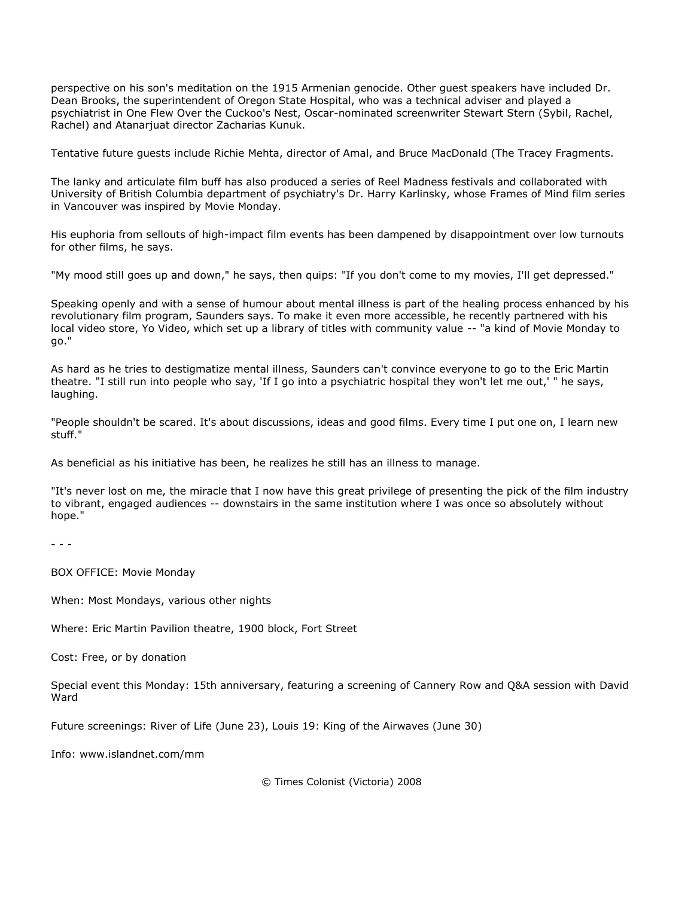perspective on his son's meditation on the 1915 Armenian genocide. Other guest speakers have included Dr. Dean Brooks, the superintendent of Oregon State Hospital, who was a technical adviser and played a psychiatrist in One Flew Over the Cuckoo's Nest, Oscar-nominated screenwriter Stewart Stern (Sybil, Rachel, Rachel) and Atanarjuat director Zacharias Kunuk.

Tentative future guests include Richie Mehta, director of Amal, and Bruce MacDonald (The Tracey Fragments.

The lanky and articulate film buff has also produced a series of Reel Madness festivals and collaborated with University of British Columbia department of psychiatry's Dr. Harry Karlinsky, whose Frames of Mind film series in Vancouver was inspired by Movie Monday.

His euphoria from sellouts of high-impact film events has been dampened by disappointment over low turnouts for other films, he says.

"My mood still goes up and down," he says, then quips: "If you don't come to my movies, I'll get depressed."

Speaking openly and with a sense of humour about mental illness is part of the healing process enhanced by his revolutionary film program, Saunders says. To make it even more accessible, he recently partnered with his local video store, Yo Video, which set up a library of titles with community value -- "a kind of Movie Monday to go."

As hard as he tries to destigmatize mental illness, Saunders can't convince everyone to go to the Eric Martin theatre. "I still run into people who say, 'If I go into a psychiatric hospital they won't let me out,' " he says, laughing.

"People shouldn't be scared. It's about discussions, ideas and good films. Every time I put one on, I learn new stuff."

As beneficial as his initiative has been, he realizes he still has an illness to manage.

"It's never lost on me, the miracle that I now have this great privilege of presenting the pick of the film industry to vibrant, engaged audiences -- downstairs in the same institution where I was once so absolutely without hope."

- - -

BOX OFFICE: Movie Monday

When: Most Mondays, various other nights

Where: Eric Martin Pavilion theatre, 1900 block, Fort Street

Cost: Free, or by donation

Special event this Monday: 15th anniversary, featuring a screening of Cannery Row and Q&A session with David Ward

Future screenings: River of Life (June 23), Louis 19: King of the Airwaves (June 30)

Info: www.islandnet.com/mm

© Times Colonist (Victoria) 2008